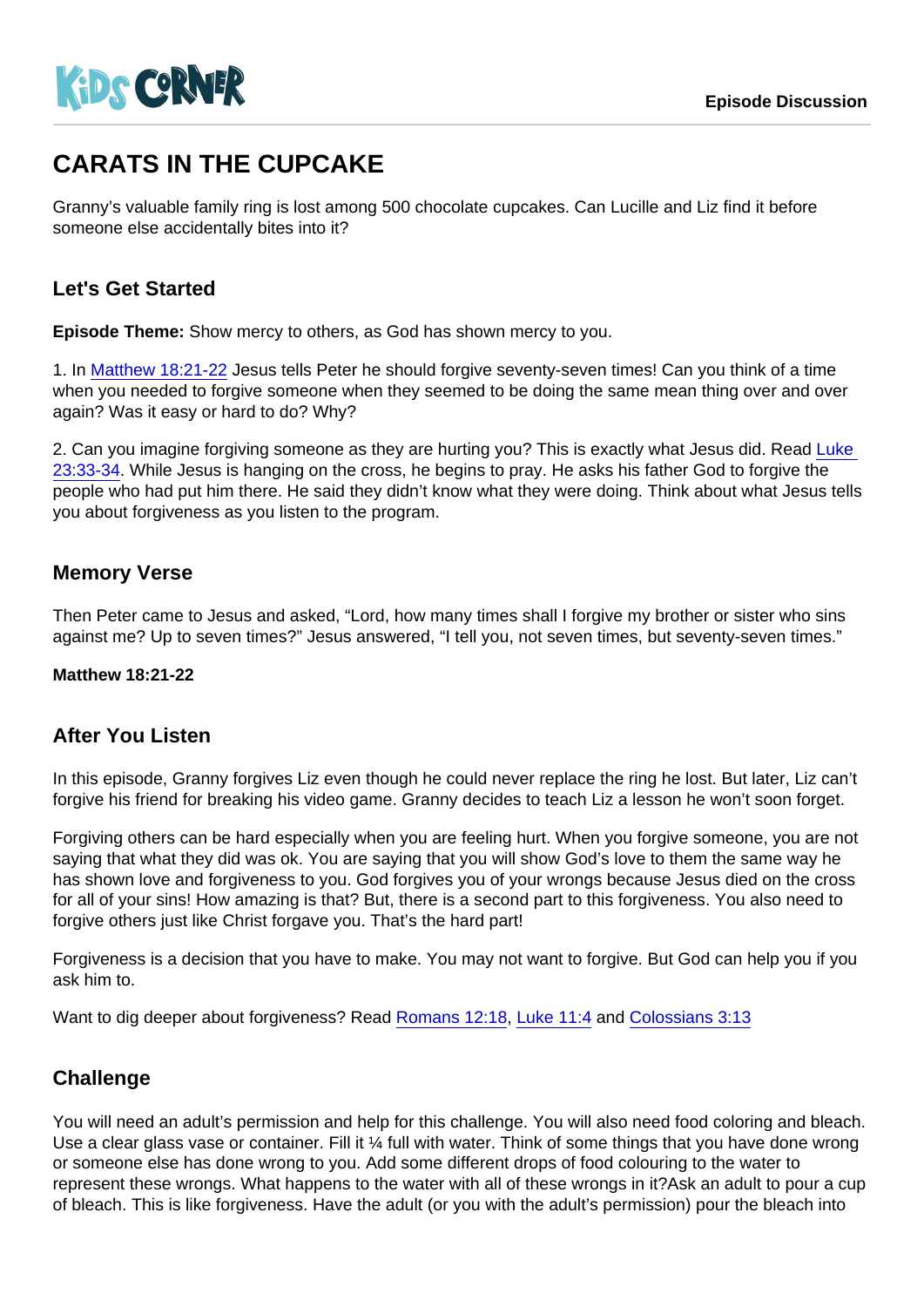# CARATS IN THE CUPCAKE

Granny's valuable family ring is lost among 500 chocolate cupcakes. Can Lucille and Liz find it before someone else accidentally bites into it?

## Let's Get Started

**Episode Theme:** Show mercy to others, as God has shown mercy to you.

1. In Matthew 18:21-22 Jesus tells Peter he should forgive seventy-seven times! Can you think of a time when you needed to forgive someone when they seemed to be doing the same mean thing over and over again? Was it easy or hard to do? Why?

2. Can you imagine forgiving someone as they are hurting you? This is exactly what Jesus did. Read Luke 23:33-34. While Jesus is hanging on the cross, he begins to pray. He asks his father God to forgive the people who had put him there. He said they didn't know what they were doing. Think about what Jesus tells you about forgiveness as you listen to the program.

## Memory Verse

Then Peter came to Jesus and asked, "Lord, how many times shall I forgive my brother or sister who sins against me? Up to seven times?" Jesus answered, "I tell you, not seven times, but seventy-seven times."

**Matthew 18:21-22**

## After You Listen

In this episode, Granny forgives Liz even though he could never replace the ring he lost. But later, Liz can't forgive his friend for breaking his video game. Granny decides to teach Liz a lesson he won't soon forget.

Forgiving others can be hard especially when you are feeling hurt. When you forgive someone, you are not saying that what they did was ok. You are saying that you will show God's love to them the same way he has shown love and forgiveness to you. God forgives you of your wrongs because Jesus died on the cross for all of your sins! How amazing is that? But, there is a second part to this forgiveness. You also need to forgive others just like Christ forgave you. That's the hard part!

Forgiveness is a decision that you have to make. You may not want to forgive. But God can help you if you ask him to.

Want to dig deeper about forgiveness? Read Romans 12:18, Luke 11:4 and Colossians 3:13

## Challenge

You will need an adult's permission and help for this challenge. You will also need food coloring and bleach. Use a clear glass vase or container. Fill it ¼ full with water. Think of some things that you have done wrong or someone else has done wrong to you. Add some different drops of food colouring to the water to represent these wrongs. What happens to the water with all of these wrongs in it?Ask an adult to pour a cup of bleach. This is like forgiveness. Have the adult (or you with the adult's permission) pour the bleach into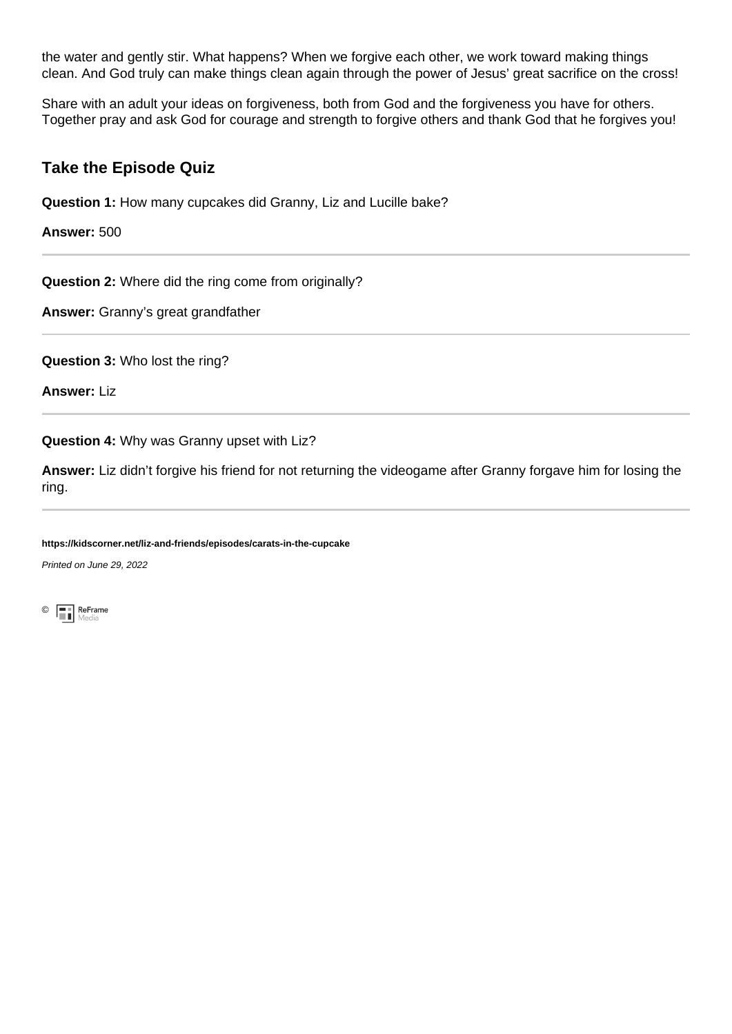the water and gently stir. What happens? When we forgive each other, we work toward making things clean. And God truly can make things clean again through the power of Jesus' great sacrifice on the cross!

Share with an adult your ideas on forgiveness, both from God and the forgiveness you have for others. Together pray and ask God for courage and strength to forgive others and thank God that he forgives you!

## Take the Episode Quiz

**Question 1:** How many cupcakes did Granny, Liz and Lucille bake?

**Answer:** 500

---

**Question 2:** Where did the ring come from originally?

**Answer:** Granny's great grandfather

---

**Question 3:** Who lost the ring?

**Answer:** Liz

---

**Question 4:** Why was Granny upset with Liz?

**Answer:** Liz didn't forgive his friend for not returning the videogame after Granny forgave him for losing the ring.

---

**https://kidscorner.net/liz-and-friends/episodes/carats-in-the-cupcake**

*Printed on June 29, 2022*

© ReFrame Media